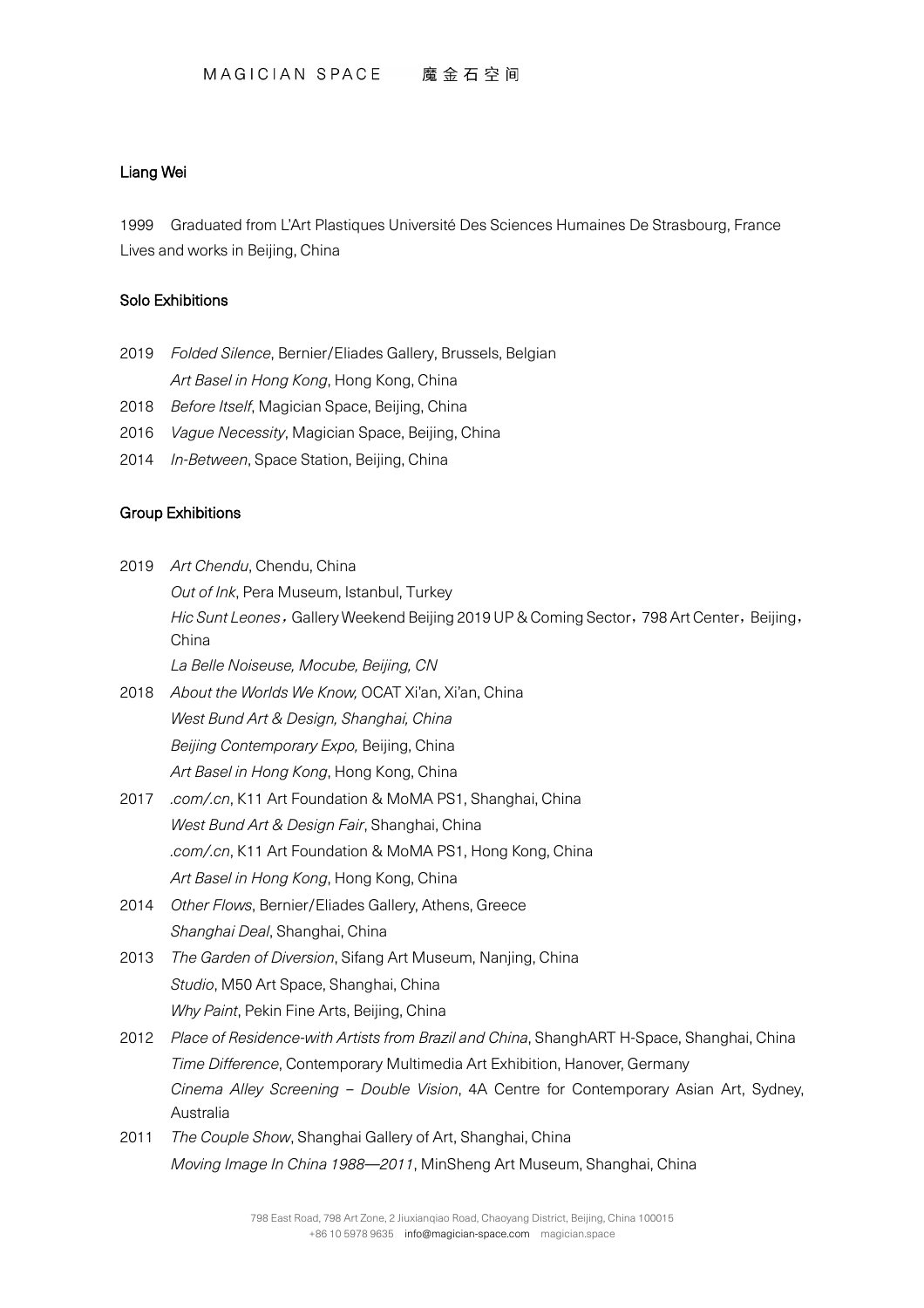MAGICIAN SPACE　　魔金石空间

## Liang Wei

1999　Graduated from L'Art Plastiques Université Des Sciences Humaines De Strasbourg, France
Lives and works in Beijing, China

### Solo Exhibitions

2019　*Folded Silence*, Bernier/Eliades Gallery, Brussels, Belgian
　　　*Art Basel in Hong Kong*, Hong Kong, China
2018　*Before Itself*, Magician Space, Beijing, China
2016　*Vague Necessity*, Magician Space, Beijing, China
2014　*In-Between*, Space Station, Beijing, China

### Group Exhibitions

2019　*Art Chendu*, Chendu, China
　　　*Out of Ink*, Pera Museum, Istanbul, Turkey
　　　*Hic Sunt Leones*，Gallery Weekend Beijing 2019 UP & Coming Sector，798 Art Center，Beijing，China
　　　*La Belle Noiseuse, Mocube, Beijing, CN*
2018　*About the Worlds We Know,* OCAT Xi'an, Xi'an, China
　　　*West Bund Art & Design, Shanghai, China*
　　　*Beijing Contemporary Expo,* Beijing, China
　　　*Art Basel in Hong Kong*, Hong Kong, China
2017　*.com/.cn*, K11 Art Foundation & MoMA PS1, Shanghai, China
　　　*West Bund Art & Design Fair*, Shanghai, China
　　　*.com/.cn*, K11 Art Foundation & MoMA PS1, Hong Kong, China
　　　*Art Basel in Hong Kong*, Hong Kong, China
2014　*Other Flows*, Bernier/Eliades Gallery, Athens, Greece
　　　*Shanghai Deal*, Shanghai, China
2013　*The Garden of Diversion*, Sifang Art Museum, Nanjing, China
　　　*Studio*, M50 Art Space, Shanghai, China
　　　*Why Paint*, Pekin Fine Arts, Beijing, China
2012　*Place of Residence-with Artists from Brazil and China*, ShanghART H-Space, Shanghai, China
　　　*Time Difference*, Contemporary Multimedia Art Exhibition, Hanover, Germany
　　　*Cinema Alley Screening – Double Vision*, 4A Centre for Contemporary Asian Art, Sydney, Australia
2011　*The Couple Show*, Shanghai Gallery of Art, Shanghai, China
　　　*Moving Image In China 1988—2011*, MinSheng Art Museum, Shanghai, China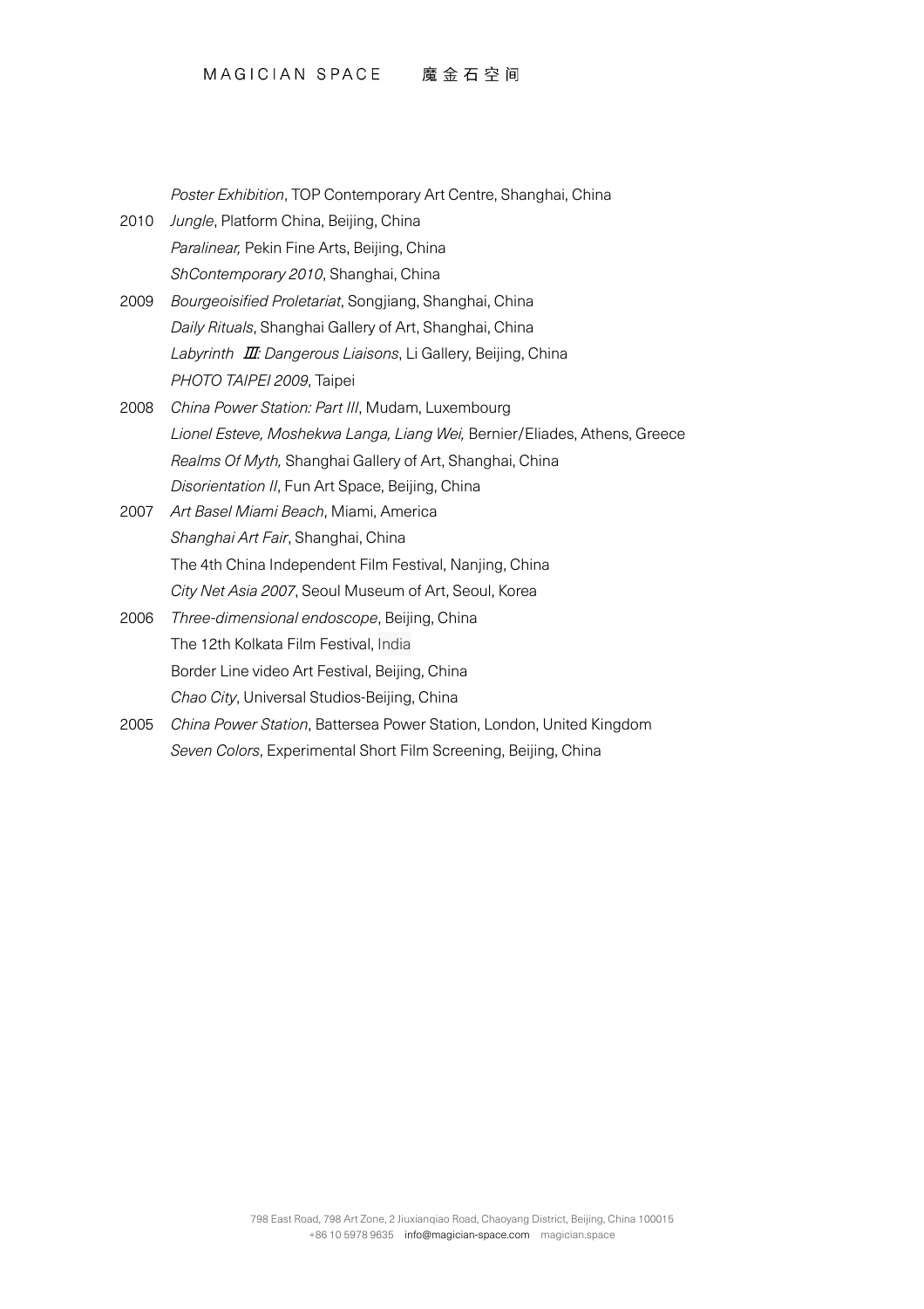*Poster Exhibition*, TOP Contemporary Art Centre, Shanghai, China

2010 *Jungle*, Platform China, Beijing, China
*Paralinear,* Pekin Fine Arts, Beijing, China
*ShContemporary 2010*, Shanghai, China

2009 *Bourgeoisified Proletariat*, Songjiang, Shanghai, China
*Daily Rituals*, Shanghai Gallery of Art, Shanghai, China
*Labyrinth Ⅲ: Dangerous Liaisons*, Li Gallery, Beijing, China
*PHOTO TAIPEI 2009*, Taipei

2008 *China Power Station: Part III*, Mudam, Luxembourg
*Lionel Esteve, Moshekwa Langa, Liang Wei,* Bernier/Eliades, Athens, Greece
*Realms Of Myth,* Shanghai Gallery of Art, Shanghai, China
*Disorientation II*, Fun Art Space, Beijing, China

2007 *Art Basel Miami Beach*, Miami, America
*Shanghai Art Fair*, Shanghai, China
The 4th China Independent Film Festival, Nanjing, China
*City Net Asia 2007*, Seoul Museum of Art, Seoul, Korea

2006 *Three-dimensional endoscope*, Beijing, China
The 12th Kolkata Film Festival, India
Border Line video Art Festival, Beijing, China
*Chao City*, Universal Studios-Beijing, China

2005 *China Power Station*, Battersea Power Station, London, United Kingdom
*Seven Colors*, Experimental Short Film Screening, Beijing, China